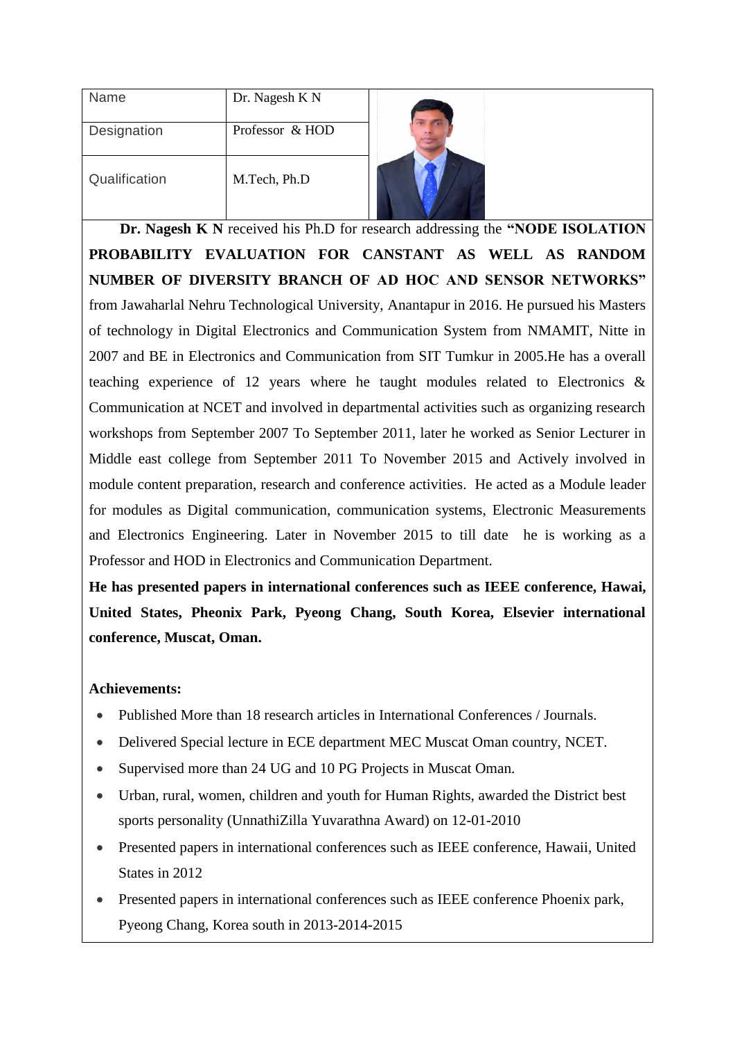| Name | Dr. Nagesh K N |
| --- | --- |
| Designation | Professor & HOD |
| Qualification | M.Tech, Ph.D |

**Dr. Nagesh K N** received his Ph.D for research addressing the **"NODE ISOLATION PROBABILITY EVALUATION FOR CANSTANT AS WELL AS RANDOM NUMBER OF DIVERSITY BRANCH OF AD HOC AND SENSOR NETWORKS"** from Jawaharlal Nehru Technological University, Anantapur in 2016. He pursued his Masters of technology in Digital Electronics and Communication System from NMAMIT, Nitte in 2007 and BE in Electronics and Communication from SIT Tumkur in 2005.He has a overall teaching experience of 12 years where he taught modules related to Electronics & Communication at NCET and involved in departmental activities such as organizing research workshops from September 2007 To September 2011, later he worked as Senior Lecturer in Middle east college from September 2011 To November 2015 and Actively involved in module content preparation, research and conference activities. He acted as a Module leader for modules as Digital communication, communication systems, Electronic Measurements and Electronics Engineering. Later in November 2015 to till date he is working as a Professor and HOD in Electronics and Communication Department.

**He has presented papers in international conferences such as IEEE conference, Hawai, United States, Pheonix Park, Pyeong Chang, South Korea, Elsevier international conference, Muscat, Oman.**

**Achievements:**

- Published More than 18 research articles in International Conferences / Journals.
- Delivered Special lecture in ECE department MEC Muscat Oman country, NCET.
- Supervised more than 24 UG and 10 PG Projects in Muscat Oman.
- Urban, rural, women, children and youth for Human Rights, awarded the District best sports personality (UnnathiZilla Yuvarathna Award) on 12-01-2010
- Presented papers in international conferences such as IEEE conference, Hawaii, United States in 2012
- Presented papers in international conferences such as IEEE conference Phoenix park, Pyeong Chang, Korea south in 2013-2014-2015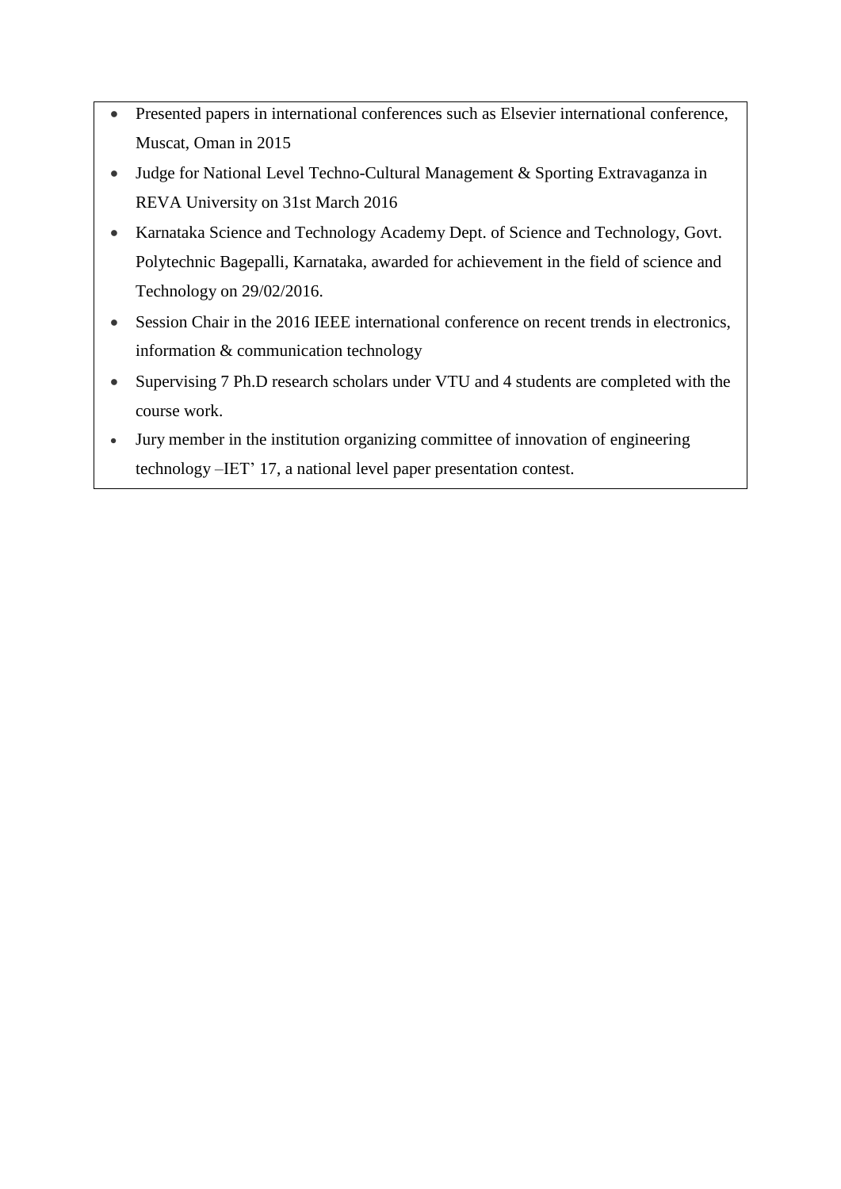- Presented papers in international conferences such as Elsevier international conference, Muscat, Oman in 2015
- Judge for National Level Techno-Cultural Management & Sporting Extravaganza in REVA University on 31st March 2016
- Karnataka Science and Technology Academy Dept. of Science and Technology, Govt. Polytechnic Bagepalli, Karnataka, awarded for achievement in the field of science and Technology on 29/02/2016.
- Session Chair in the 2016 IEEE international conference on recent trends in electronics, information & communication technology
- Supervising 7 Ph.D research scholars under VTU and 4 students are completed with the course work.
- Jury member in the institution organizing committee of innovation of engineering technology –IET' 17, a national level paper presentation contest.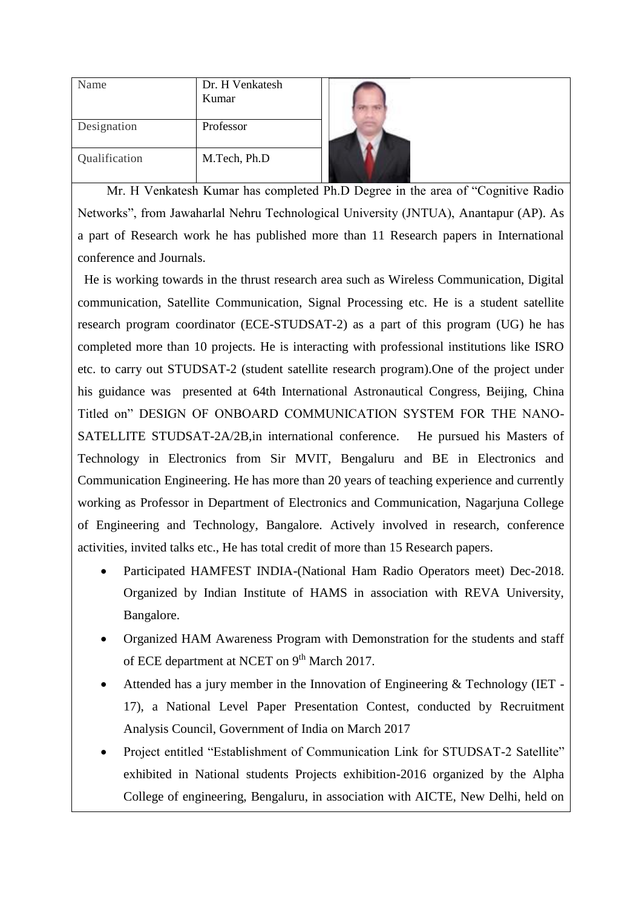| Name | Dr. H Venkatesh Kumar |
| --- | --- |
| Designation | Professor |
| Qualification | M.Tech, Ph.D |

Mr. H Venkatesh Kumar has completed Ph.D Degree in the area of "Cognitive Radio Networks", from Jawaharlal Nehru Technological University (JNTUA), Anantapur (AP). As a part of Research work he has published more than 11 Research papers in International conference and Journals.

He is working towards in the thrust research area such as Wireless Communication, Digital communication, Satellite Communication, Signal Processing etc. He is a student satellite research program coordinator (ECE-STUDSAT-2) as a part of this program (UG) he has completed more than 10 projects. He is interacting with professional institutions like ISRO etc. to carry out STUDSAT-2 (student satellite research program).One of the project under his guidance was presented at 64th International Astronautical Congress, Beijing, China Titled on" DESIGN OF ONBOARD COMMUNICATION SYSTEM FOR THE NANO-SATELLITE STUDSAT-2A/2B,in international conference. He pursued his Masters of Technology in Electronics from Sir MVIT, Bengaluru and BE in Electronics and Communication Engineering. He has more than 20 years of teaching experience and currently working as Professor in Department of Electronics and Communication, Nagarjuna College of Engineering and Technology, Bangalore. Actively involved in research, conference activities, invited talks etc., He has total credit of more than 15 Research papers.

- Participated HAMFEST INDIA-(National Ham Radio Operators meet) Dec-2018. Organized by Indian Institute of HAMS in association with REVA University, Bangalore.
- Organized HAM Awareness Program with Demonstration for the students and staff of ECE department at NCET on 9th March 2017.
- Attended has a jury member in the Innovation of Engineering & Technology (IET -17), a National Level Paper Presentation Contest, conducted by Recruitment Analysis Council, Government of India on March 2017
- Project entitled "Establishment of Communication Link for STUDSAT-2 Satellite" exhibited in National students Projects exhibition-2016 organized by the Alpha College of engineering, Bengaluru, in association with AICTE, New Delhi, held on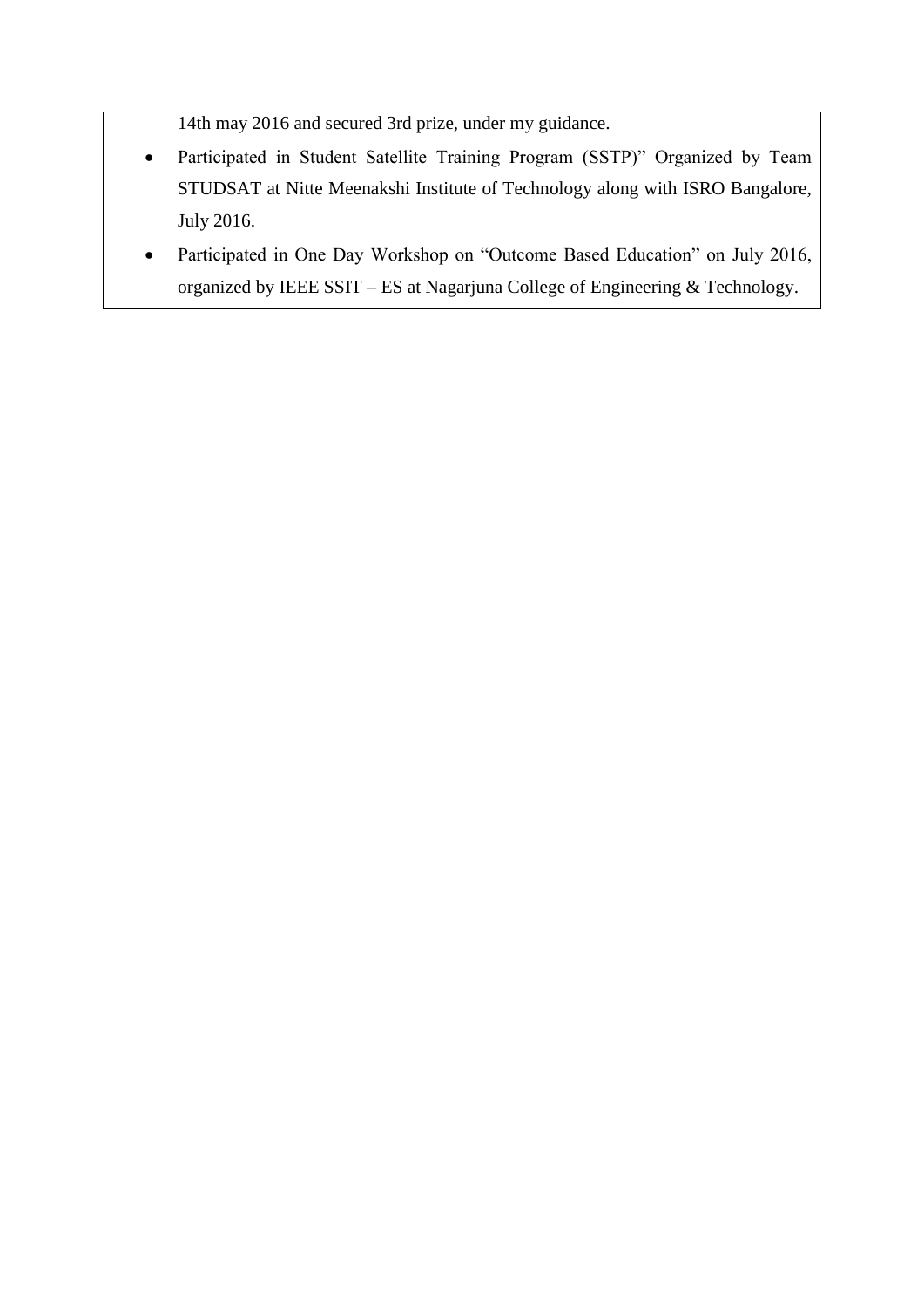14th may 2016 and secured 3rd prize, under my guidance.

- Participated in Student Satellite Training Program (SSTP)" Organized by Team STUDSAT at Nitte Meenakshi Institute of Technology along with ISRO Bangalore, July 2016.
- Participated in One Day Workshop on "Outcome Based Education" on July 2016, organized by IEEE SSIT – ES at Nagarjuna College of Engineering & Technology.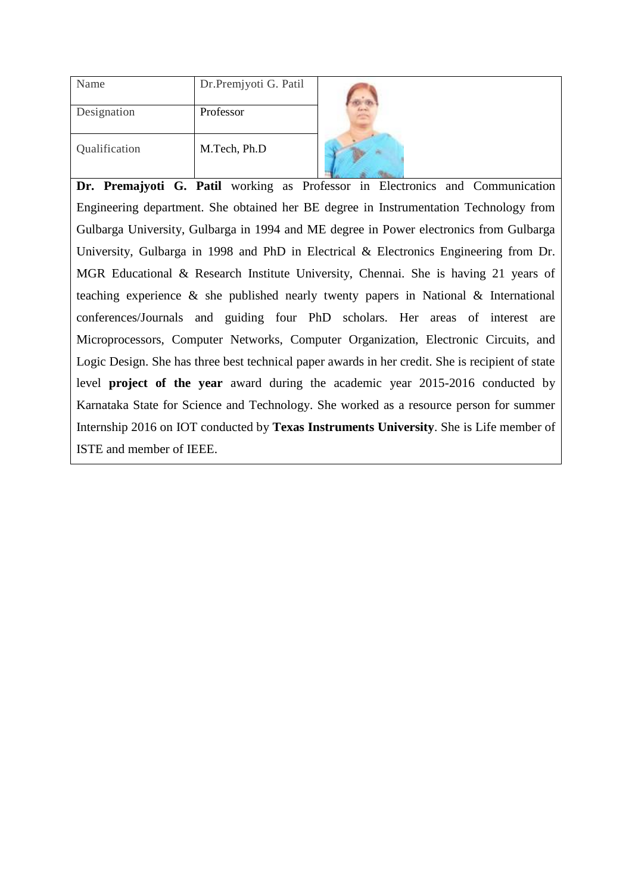| Name | Dr.Premjyoti G. Patil |
| --- | --- |
| Designation | Professor |
| Qualification | M.Tech, Ph.D |

**Dr. Premajyoti G. Patil** working as Professor in Electronics and Communication Engineering department. She obtained her BE degree in Instrumentation Technology from Gulbarga University, Gulbarga in 1994 and ME degree in Power electronics from Gulbarga University, Gulbarga in 1998 and PhD in Electrical & Electronics Engineering from Dr. MGR Educational & Research Institute University, Chennai. She is having 21 years of teaching experience & she published nearly twenty papers in National & International conferences/Journals and guiding four PhD scholars. Her areas of interest are Microprocessors, Computer Networks, Computer Organization, Electronic Circuits, and Logic Design. She has three best technical paper awards in her credit. She is recipient of state level **project of the year** award during the academic year 2015-2016 conducted by Karnataka State for Science and Technology. She worked as a resource person for summer Internship 2016 on IOT conducted by **Texas Instruments University**. She is Life member of ISTE and member of IEEE.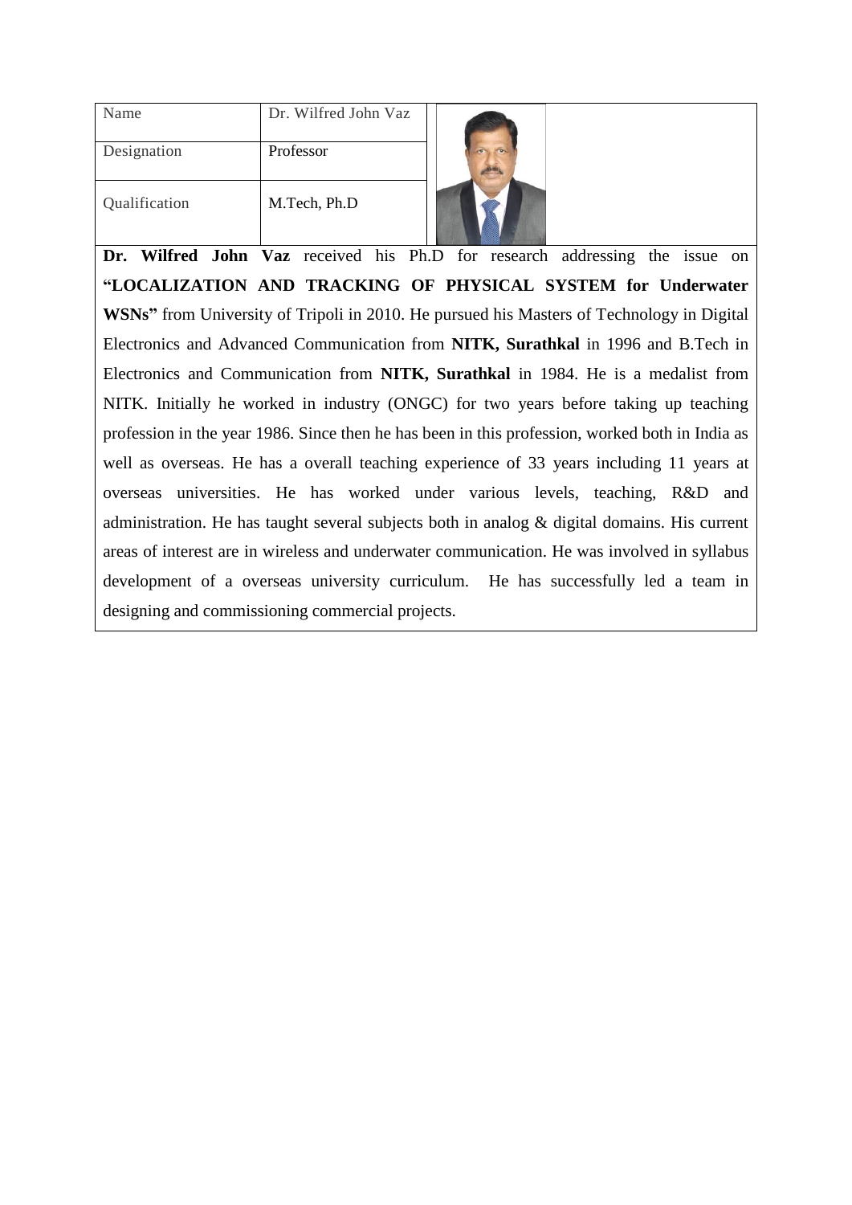| Name | Dr. Wilfred John Vaz |
| --- | --- |
| Designation | Professor |
| Qualification | M.Tech, Ph.D |

**Dr. Wilfred John Vaz** received his Ph.D for research addressing the issue on **"LOCALIZATION AND TRACKING OF PHYSICAL SYSTEM for Underwater WSNs"** from University of Tripoli in 2010. He pursued his Masters of Technology in Digital Electronics and Advanced Communication from **NITK, Surathkal** in 1996 and B.Tech in Electronics and Communication from **NITK, Surathkal** in 1984. He is a medalist from NITK. Initially he worked in industry (ONGC) for two years before taking up teaching profession in the year 1986. Since then he has been in this profession, worked both in India as well as overseas. He has a overall teaching experience of 33 years including 11 years at overseas universities. He has worked under various levels, teaching, R&D and administration. He has taught several subjects both in analog & digital domains. His current areas of interest are in wireless and underwater communication. He was involved in syllabus development of a overseas university curriculum. He has successfully led a team in designing and commissioning commercial projects.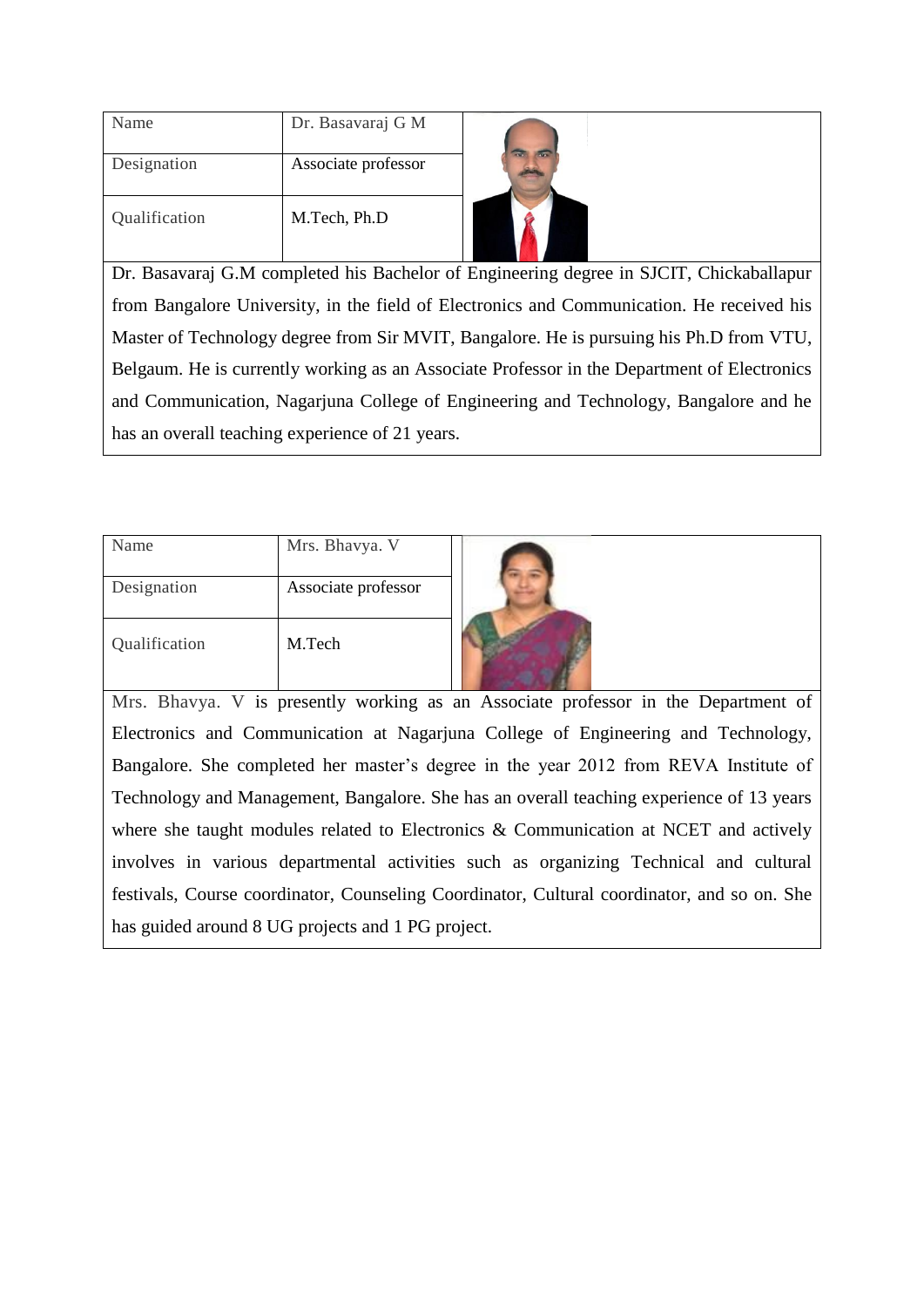| Name | Dr. Basavaraj G M |
|---|---|
| Designation | Associate professor |
| Qualification | M.Tech, Ph.D |

Dr. Basavaraj G.M completed his Bachelor of Engineering degree in SJCIT, Chickaballapur from Bangalore University, in the field of Electronics and Communication. He received his Master of Technology degree from Sir MVIT, Bangalore. He is pursuing his Ph.D from VTU, Belgaum. He is currently working as an Associate Professor in the Department of Electronics and Communication, Nagarjuna College of Engineering and Technology, Bangalore and he has an overall teaching experience of 21 years.

| Name | Mrs. Bhavya. V |
|---|---|
| Designation | Associate professor |
| Qualification | M.Tech |

Mrs. Bhavya. V is presently working as an Associate professor in the Department of Electronics and Communication at Nagarjuna College of Engineering and Technology, Bangalore. She completed her master's degree in the year 2012 from REVA Institute of Technology and Management, Bangalore. She has an overall teaching experience of 13 years where she taught modules related to Electronics & Communication at NCET and actively involves in various departmental activities such as organizing Technical and cultural festivals, Course coordinator, Counseling Coordinator, Cultural coordinator, and so on. She has guided around 8 UG projects and 1 PG project.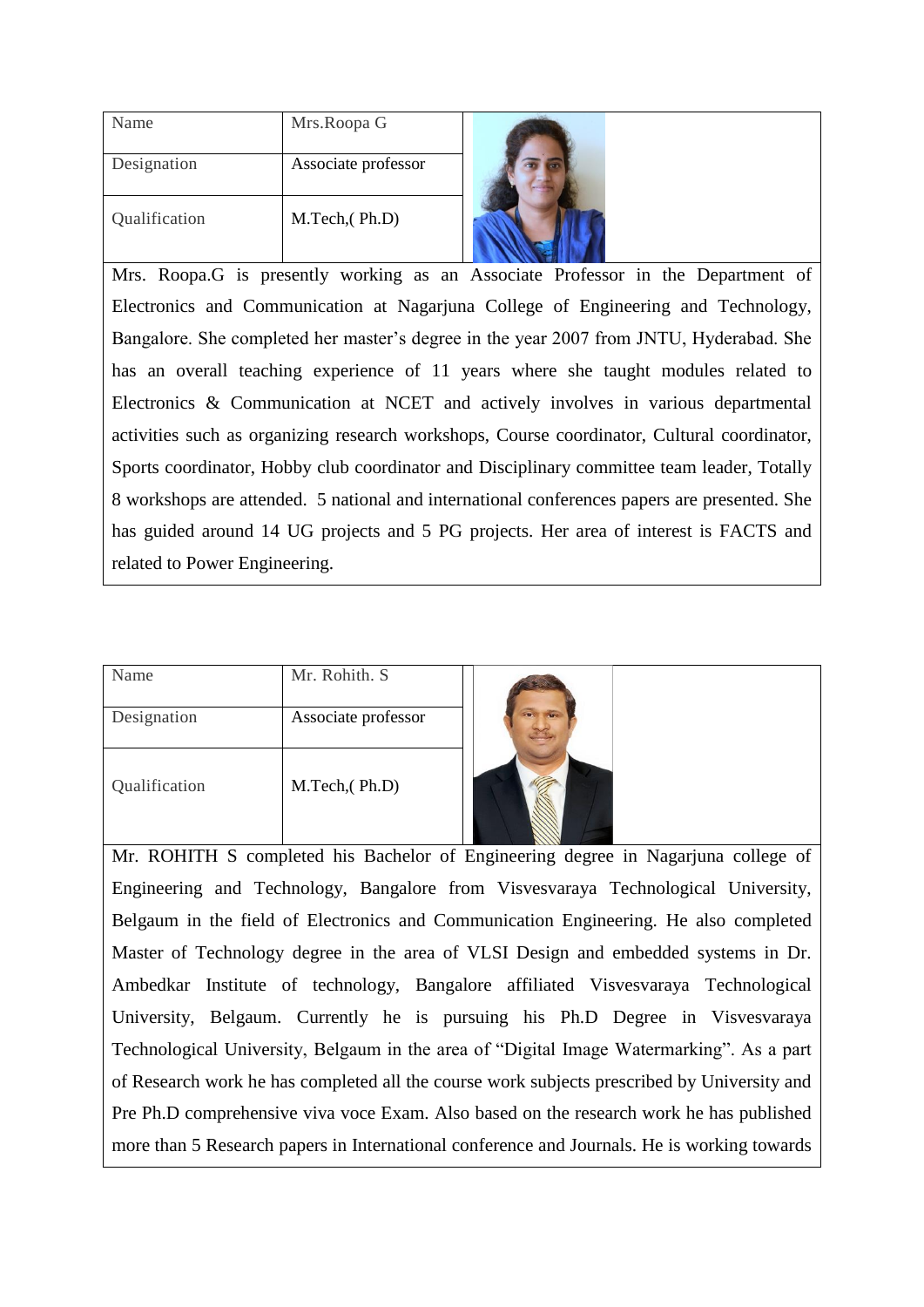| Name | Mrs.Roopa G |
| --- | --- |
| Designation | Associate professor |
| Qualification | M.Tech,( Ph.D) |

Mrs. Roopa.G is presently working as an Associate Professor in the Department of Electronics and Communication at Nagarjuna College of Engineering and Technology, Bangalore. She completed her master's degree in the year 2007 from JNTU, Hyderabad. She has an overall teaching experience of 11 years where she taught modules related to Electronics & Communication at NCET and actively involves in various departmental activities such as organizing research workshops, Course coordinator, Cultural coordinator, Sports coordinator, Hobby club coordinator and Disciplinary committee team leader, Totally 8 workshops are attended. 5 national and international conferences papers are presented. She has guided around 14 UG projects and 5 PG projects. Her area of interest is FACTS and related to Power Engineering.

| Name | Mr. Rohith. S |
| --- | --- |
| Designation | Associate professor |
| Qualification | M.Tech,( Ph.D) |

Mr. ROHITH S completed his Bachelor of Engineering degree in Nagarjuna college of Engineering and Technology, Bangalore from Visvesvaraya Technological University, Belgaum in the field of Electronics and Communication Engineering. He also completed Master of Technology degree in the area of VLSI Design and embedded systems in Dr. Ambedkar Institute of technology, Bangalore affiliated Visvesvaraya Technological University, Belgaum. Currently he is pursuing his Ph.D Degree in Visvesvaraya Technological University, Belgaum in the area of "Digital Image Watermarking". As a part of Research work he has completed all the course work subjects prescribed by University and Pre Ph.D comprehensive viva voce Exam. Also based on the research work he has published more than 5 Research papers in International conference and Journals. He is working towards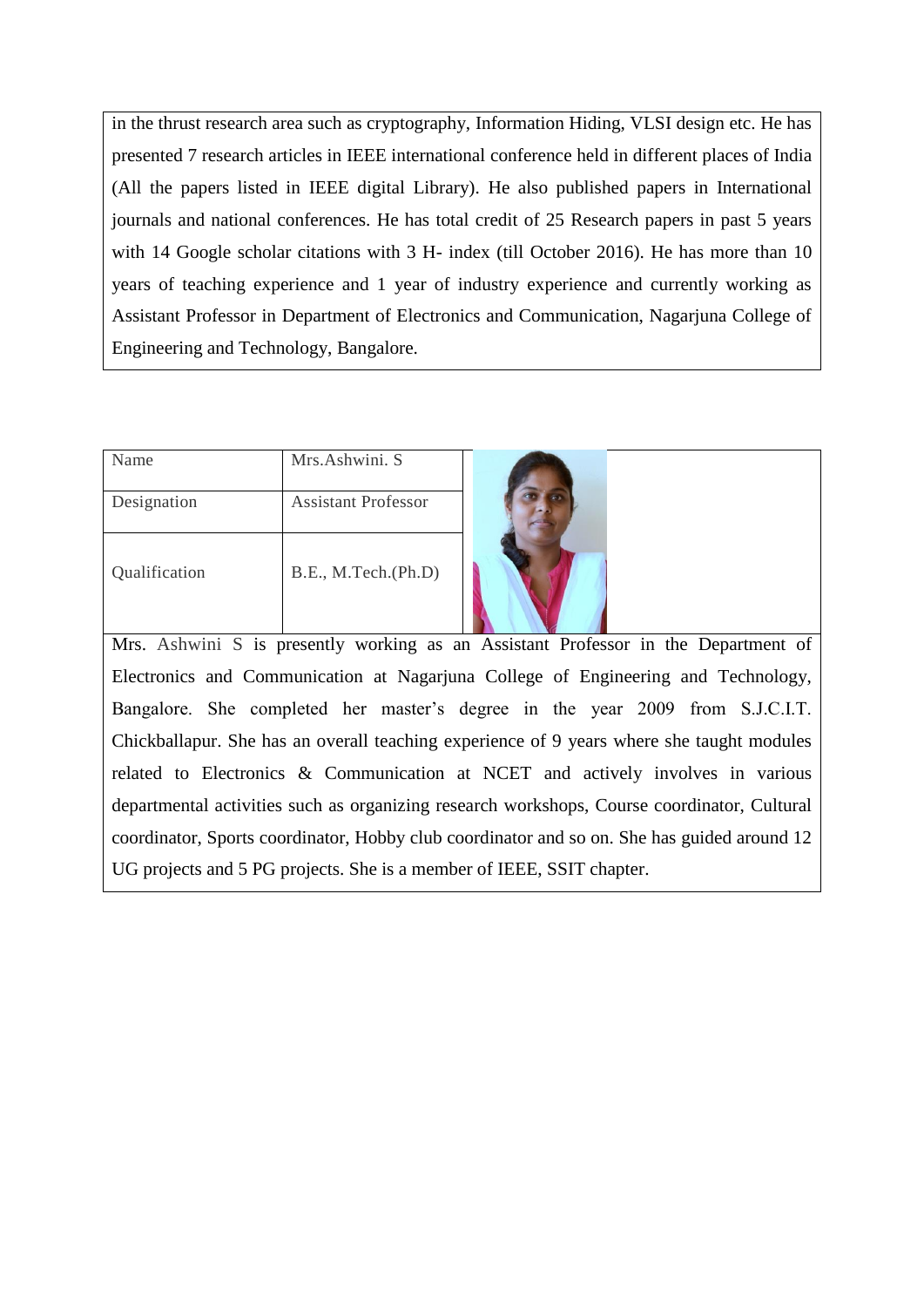in the thrust research area such as cryptography, Information Hiding, VLSI design etc. He has presented 7 research articles in IEEE international conference held in different places of India (All the papers listed in IEEE digital Library). He also published papers in International journals and national conferences. He has total credit of 25 Research papers in past 5 years with 14 Google scholar citations with 3 H- index (till October 2016). He has more than 10 years of teaching experience and 1 year of industry experience and currently working as Assistant Professor in Department of Electronics and Communication, Nagarjuna College of Engineering and Technology, Bangalore.

| Name | Mrs.Ashwini. S |
| --- | --- |
| Designation | Assistant Professor |
| Qualification | B.E., M.Tech.(Ph.D) |

Mrs. Ashwini S is presently working as an Assistant Professor in the Department of Electronics and Communication at Nagarjuna College of Engineering and Technology, Bangalore. She completed her master's degree in the year 2009 from S.J.C.I.T. Chickballapur. She has an overall teaching experience of 9 years where she taught modules related to Electronics & Communication at NCET and actively involves in various departmental activities such as organizing research workshops, Course coordinator, Cultural coordinator, Sports coordinator, Hobby club coordinator and so on. She has guided around 12 UG projects and 5 PG projects. She is a member of IEEE, SSIT chapter.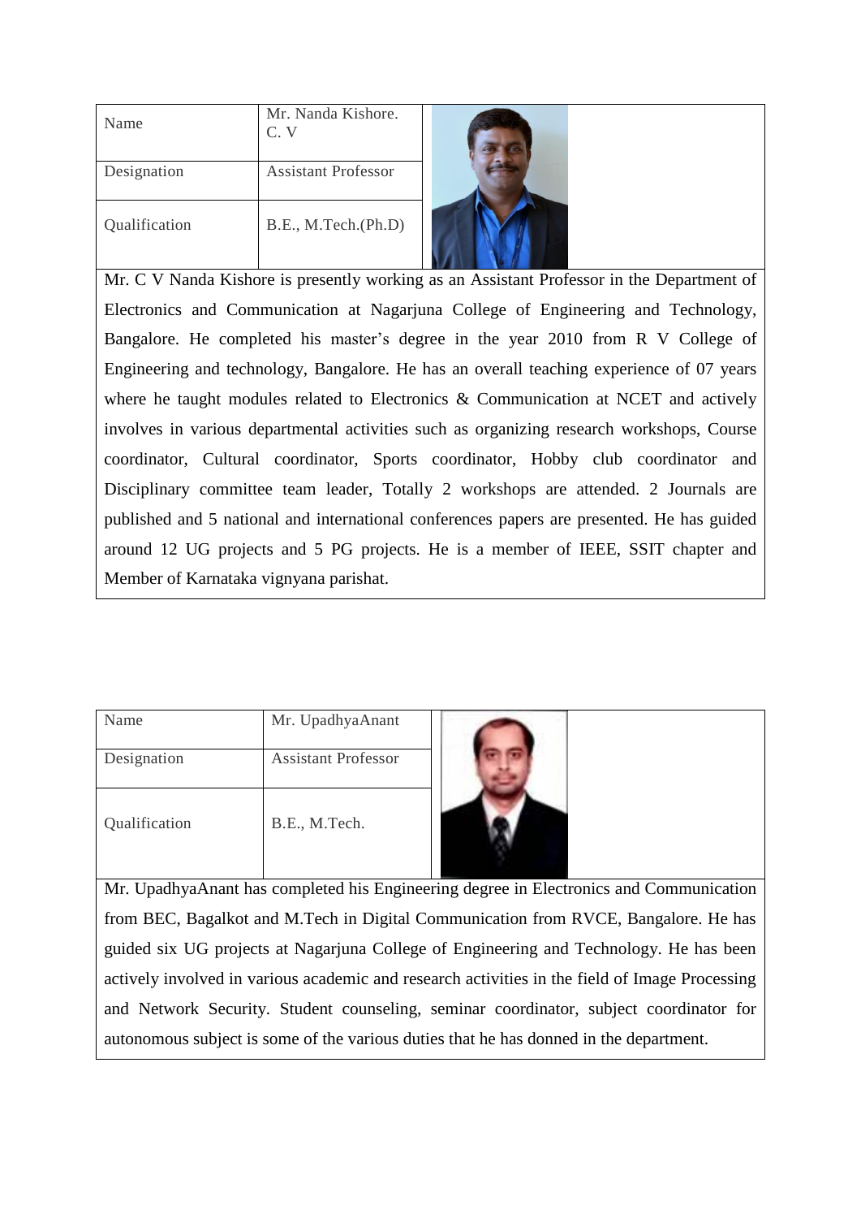| Name | Mr. Nanda Kishore. C. V |
|---|---|
| Designation | Assistant Professor |
| Qualification | B.E., M.Tech.(Ph.D) |

Mr. C V Nanda Kishore is presently working as an Assistant Professor in the Department of Electronics and Communication at Nagarjuna College of Engineering and Technology, Bangalore. He completed his master's degree in the year 2010 from R V College of Engineering and technology, Bangalore. He has an overall teaching experience of 07 years where he taught modules related to Electronics & Communication at NCET and actively involves in various departmental activities such as organizing research workshops, Course coordinator, Cultural coordinator, Sports coordinator, Hobby club coordinator and Disciplinary committee team leader, Totally 2 workshops are attended. 2 Journals are published and 5 national and international conferences papers are presented. He has guided around 12 UG projects and 5 PG projects. He is a member of IEEE, SSIT chapter and Member of Karnataka vignyana parishat.

| Name | Mr. UpadhyaAnant |
|---|---|
| Designation | Assistant Professor |
| Qualification | B.E., M.Tech. |

Mr. UpadhyaAnant has completed his Engineering degree in Electronics and Communication from BEC, Bagalkot and M.Tech in Digital Communication from RVCE, Bangalore. He has guided six UG projects at Nagarjuna College of Engineering and Technology. He has been actively involved in various academic and research activities in the field of Image Processing and Network Security. Student counseling, seminar coordinator, subject coordinator for autonomous subject is some of the various duties that he has donned in the department.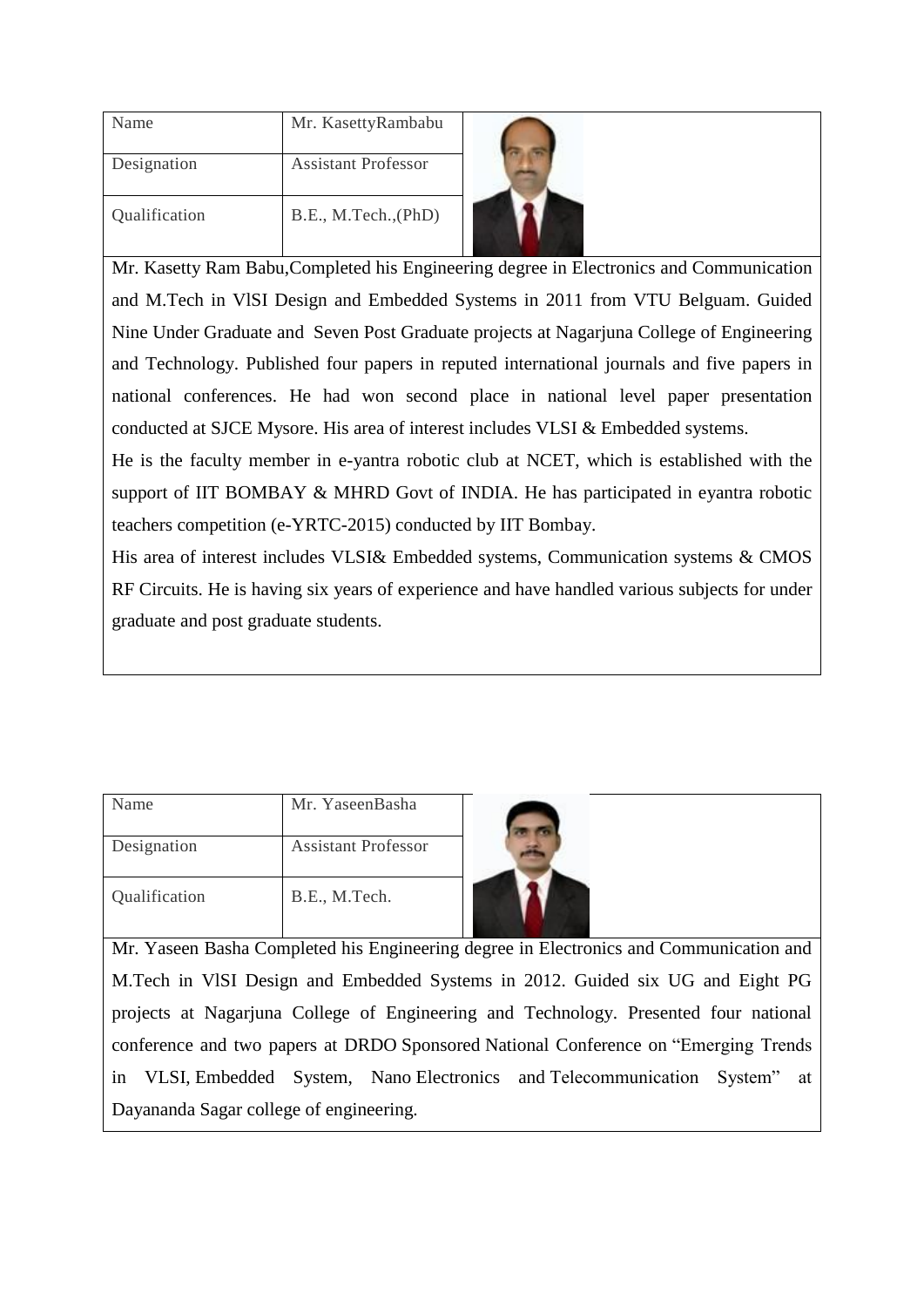| Name | Mr. KasettyRambabu |
|---|---|
| Designation | Assistant Professor |
| Qualification | B.E., M.Tech.,(PhD) |

Mr. Kasetty Ram Babu,Completed his Engineering degree in Electronics and Communication and M.Tech in VlSI Design and Embedded Systems in 2011 from VTU Belguam. Guided Nine Under Graduate and Seven Post Graduate projects at Nagarjuna College of Engineering and Technology. Published four papers in reputed international journals and five papers in national conferences. He had won second place in national level paper presentation conducted at SJCE Mysore. His area of interest includes VLSI & Embedded systems.

He is the faculty member in e-yantra robotic club at NCET, which is established with the support of IIT BOMBAY & MHRD Govt of INDIA. He has participated in eyantra robotic teachers competition (e-YRTC-2015) conducted by IIT Bombay.

His area of interest includes VLSI& Embedded systems, Communication systems & CMOS RF Circuits. He is having six years of experience and have handled various subjects for under graduate and post graduate students.

| Name | Mr. YaseenBasha |
|---|---|
| Designation | Assistant Professor |
| Qualification | B.E., M.Tech. |

Mr. Yaseen Basha Completed his Engineering degree in Electronics and Communication and M.Tech in VlSI Design and Embedded Systems in 2012. Guided six UG and Eight PG projects at Nagarjuna College of Engineering and Technology. Presented four national conference and two papers at DRDO Sponsored National Conference on "Emerging Trends in VLSI, Embedded System, Nano Electronics and Telecommunication System" at Dayananda Sagar college of engineering.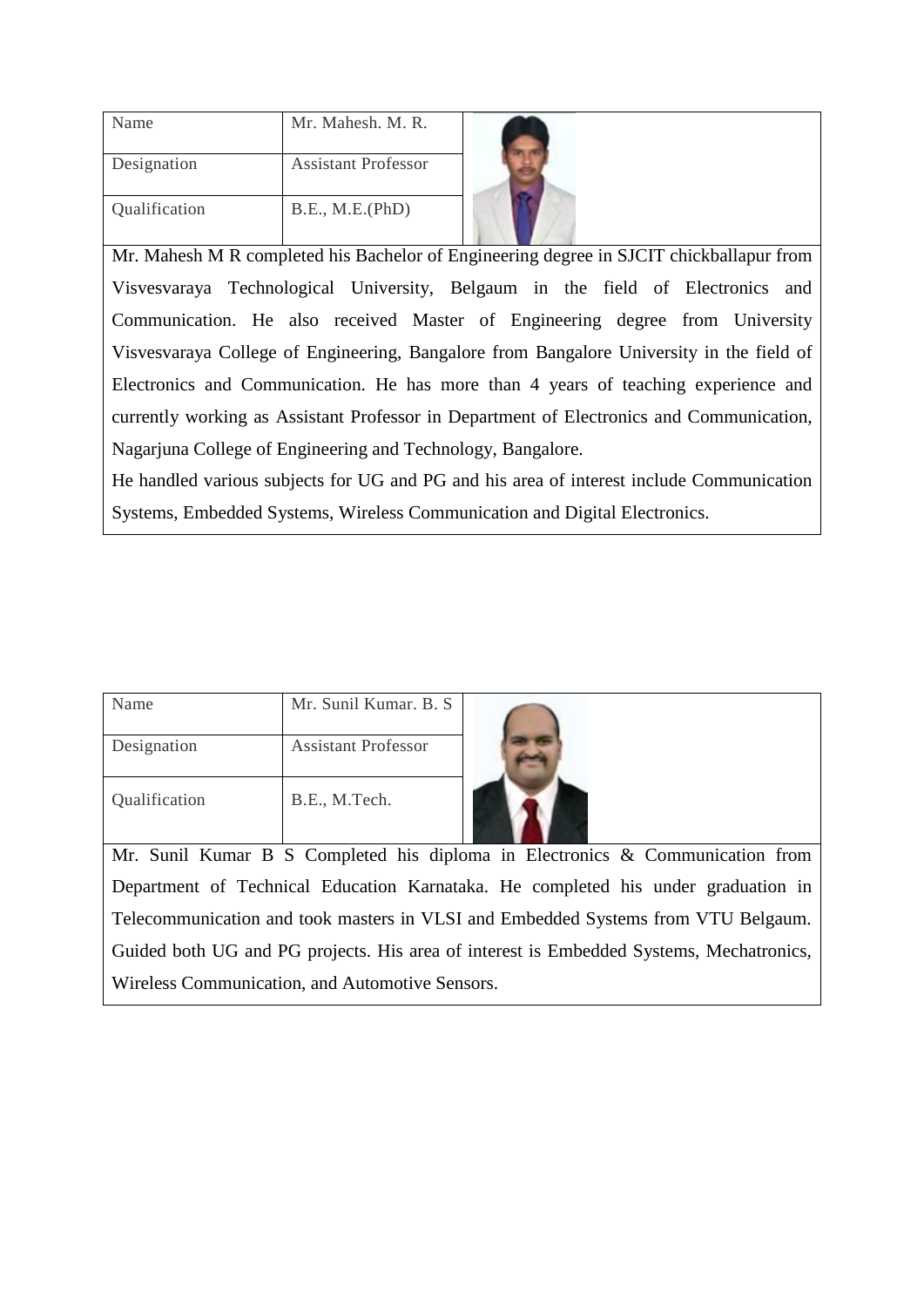| Name | Mr. Mahesh. M. R. |
| --- | --- |
| Designation | Assistant Professor |
| Qualification | B.E., M.E.(PhD) |

Mr. Mahesh M R completed his Bachelor of Engineering degree in SJCIT chickballapur from Visvesvaraya Technological University, Belgaum in the field of Electronics and Communication. He also received Master of Engineering degree from University Visvesvaraya College of Engineering, Bangalore from Bangalore University in the field of Electronics and Communication. He has more than 4 years of teaching experience and currently working as Assistant Professor in Department of Electronics and Communication, Nagarjuna College of Engineering and Technology, Bangalore.

He handled various subjects for UG and PG and his area of interest include Communication Systems, Embedded Systems, Wireless Communication and Digital Electronics.

| Name | Mr. Sunil Kumar. B. S |
| --- | --- |
| Designation | Assistant Professor |
| Qualification | B.E., M.Tech. |

Mr. Sunil Kumar B S Completed his diploma in Electronics & Communication from Department of Technical Education Karnataka. He completed his under graduation in Telecommunication and took masters in VLSI and Embedded Systems from VTU Belgaum. Guided both UG and PG projects. His area of interest is Embedded Systems, Mechatronics, Wireless Communication, and Automotive Sensors.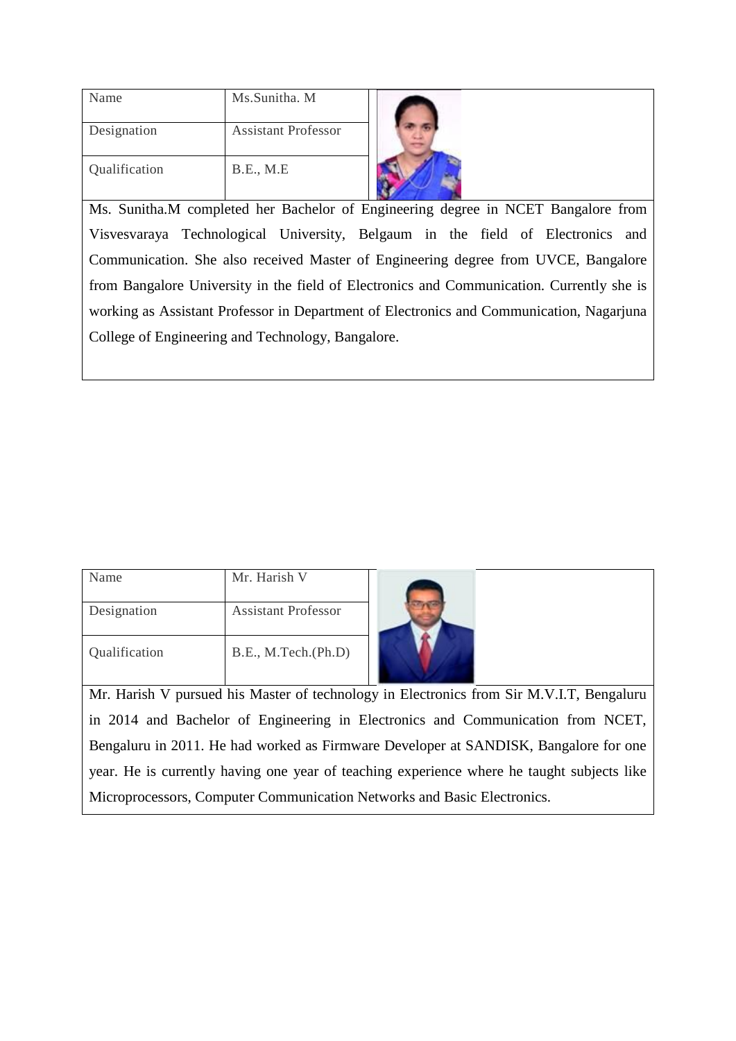| Name | Ms.Sunitha. M |
|---|---|
| Designation | Assistant Professor |
| Qualification | B.E., M.E |

Ms. Sunitha.M completed her Bachelor of Engineering degree in NCET Bangalore from Visvesvaraya Technological University, Belgaum in the field of Electronics and Communication. She also received Master of Engineering degree from UVCE, Bangalore from Bangalore University in the field of Electronics and Communication. Currently she is working as Assistant Professor in Department of Electronics and Communication, Nagarjuna College of Engineering and Technology, Bangalore.

| Name | Mr. Harish V |
|---|---|
| Designation | Assistant Professor |
| Qualification | B.E., M.Tech.(Ph.D) |

Mr. Harish V pursued his Master of technology in Electronics from Sir M.V.I.T, Bengaluru in 2014 and Bachelor of Engineering in Electronics and Communication from NCET, Bengaluru in 2011. He had worked as Firmware Developer at SANDISK, Bangalore for one year. He is currently having one year of teaching experience where he taught subjects like Microprocessors, Computer Communication Networks and Basic Electronics.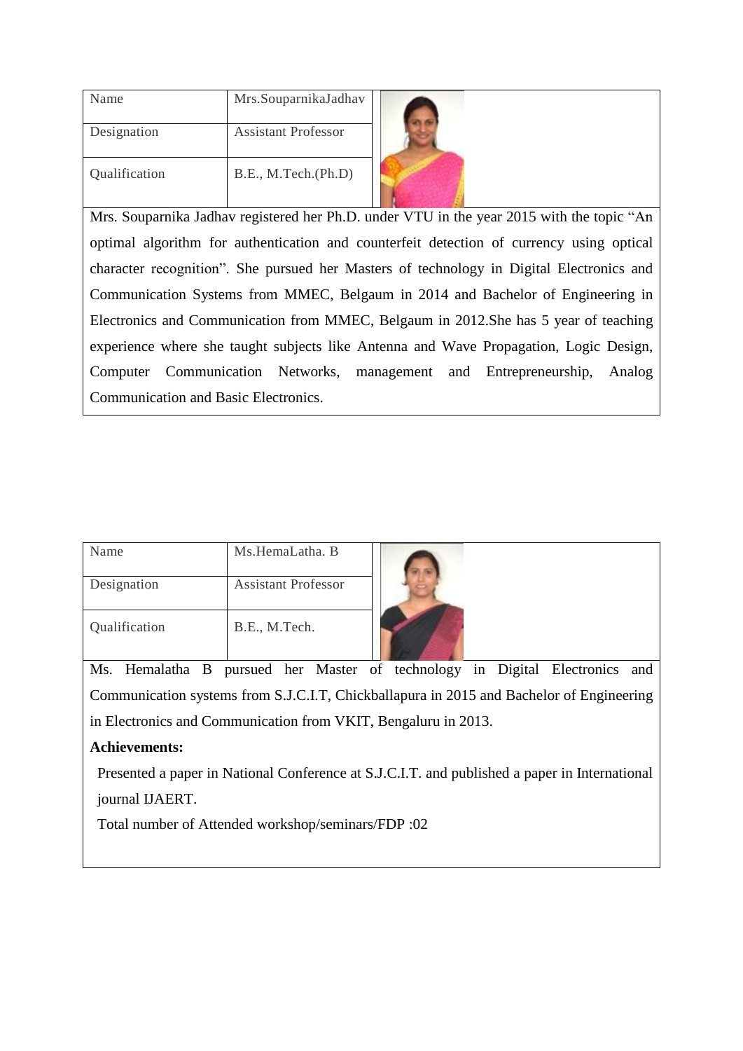| Name | Mrs.SouparnikaJadhav |
| --- | --- |
| Designation | Assistant Professor |
| Qualification | B.E., M.Tech.(Ph.D) |

Mrs. Souparnika Jadhav registered her Ph.D. under VTU in the year 2015 with the topic "An optimal algorithm for authentication and counterfeit detection of currency using optical character recognition". She pursued her Masters of technology in Digital Electronics and Communication Systems from MMEC, Belgaum in 2014 and Bachelor of Engineering in Electronics and Communication from MMEC, Belgaum in 2012.She has 5 year of teaching experience where she taught subjects like Antenna and Wave Propagation, Logic Design, Computer Communication Networks, management and Entrepreneurship, Analog Communication and Basic Electronics.

| Name | Ms.HemaLatha. B |
| --- | --- |
| Designation | Assistant Professor |
| Qualification | B.E., M.Tech. |

Ms. Hemalatha B pursued her Master of technology in Digital Electronics and Communication systems from S.J.C.I.T, Chickballapura in 2015 and Bachelor of Engineering in Electronics and Communication from VKIT, Bengaluru in 2013.

**Achievements:**

Presented a paper in National Conference at S.J.C.I.T. and published a paper in International journal IJAERT.

Total number of Attended workshop/seminars/FDP :02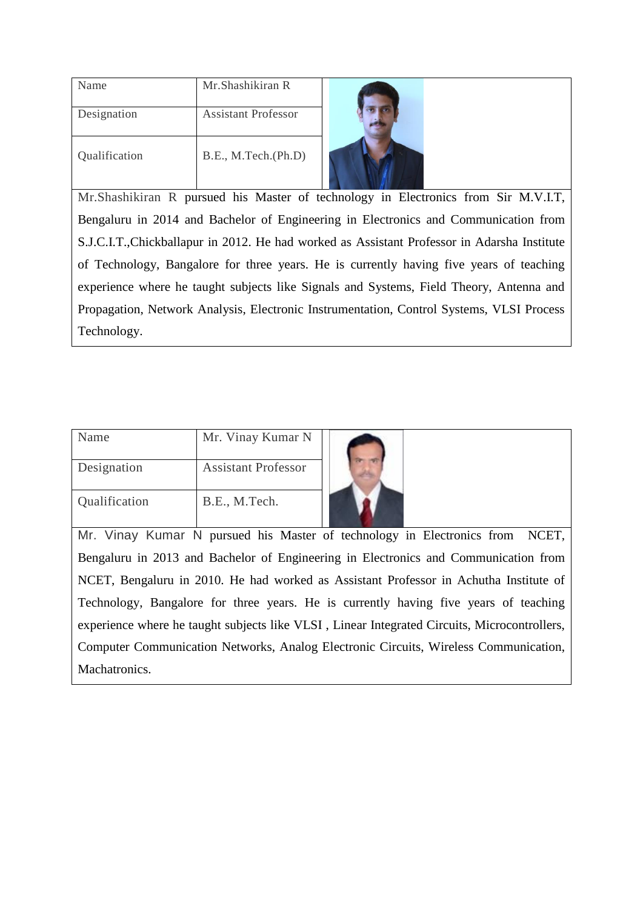| Name | Mr.Shashikiran R |
|---|---|
| Designation | Assistant Professor |
| Qualification | B.E., M.Tech.(Ph.D) |

Mr.Shashikiran R pursued his Master of technology in Electronics from Sir M.V.I.T, Bengaluru in 2014 and Bachelor of Engineering in Electronics and Communication from S.J.C.I.T.,Chickballapur in 2012. He had worked as Assistant Professor in Adarsha Institute of Technology, Bangalore for three years. He is currently having five years of teaching experience where he taught subjects like Signals and Systems, Field Theory, Antenna and Propagation, Network Analysis, Electronic Instrumentation, Control Systems, VLSI Process Technology.

| Name | Mr. Vinay Kumar N |
|---|---|
| Designation | Assistant Professor |
| Qualification | B.E., M.Tech. |

Mr. Vinay Kumar N pursued his Master of technology in Electronics from NCET, Bengaluru in 2013 and Bachelor of Engineering in Electronics and Communication from NCET, Bengaluru in 2010. He had worked as Assistant Professor in Achutha Institute of Technology, Bangalore for three years. He is currently having five years of teaching experience where he taught subjects like VLSI , Linear Integrated Circuits, Microcontrollers, Computer Communication Networks, Analog Electronic Circuits, Wireless Communication, Machatronics.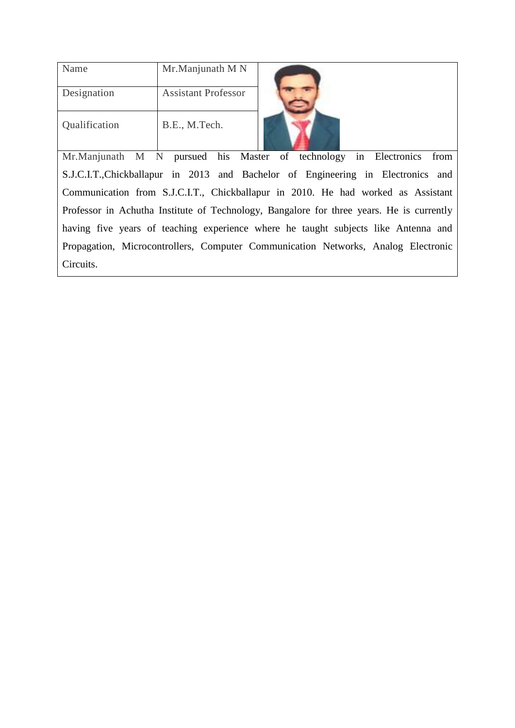| | | |
|---|---|---|
| Name | Mr.Manjunath M N | |
| Designation | Assistant Professor | |
| Qualification | B.E., M.Tech. | |

Mr.Manjunath M N pursued his Master of technology in Electronics from S.J.C.I.T.,Chickballapur in 2013 and Bachelor of Engineering in Electronics and Communication from S.J.C.I.T., Chickballapur in 2010. He had worked as Assistant Professor in Achutha Institute of Technology, Bangalore for three years. He is currently having five years of teaching experience where he taught subjects like Antenna and Propagation, Microcontrollers, Computer Communication Networks, Analog Electronic Circuits.